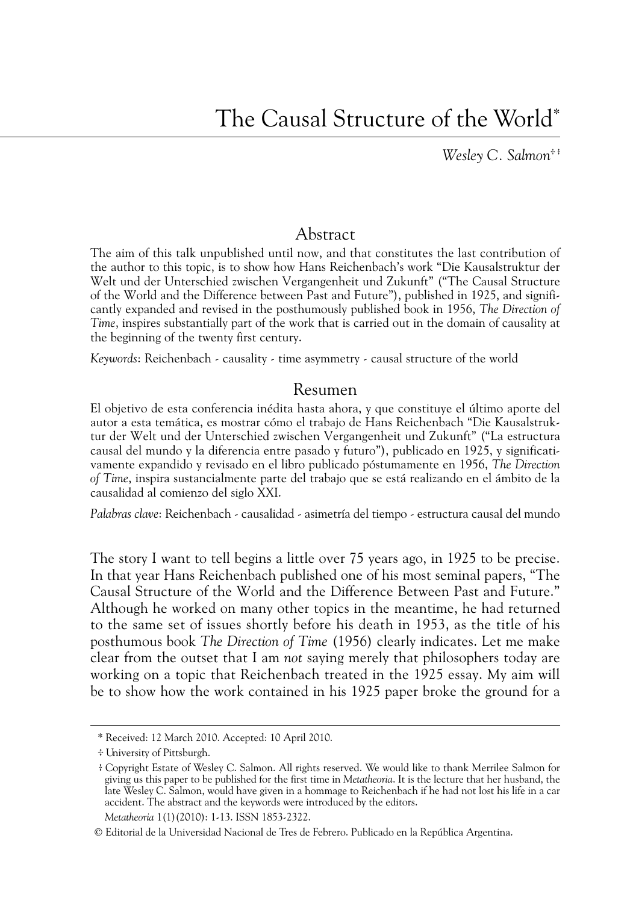# The Causal Structure of the World*

*Wesley C. Salmon*[÷‡]

## Abstract

The aim of this talk unpublished until now, and that constitutes the last contribution of the author to this topic, is to show how Hans Reichenbach's work "Die Kausalstruktur der Welt und der Unterschied zwischen Vergangenheit und Zukunft" ("The Causal Structure of the World and the Difference between Past and Future"), published in 1925, and significantly expanded and revised in the posthumously published book in 1956, *The Direction of Time*, inspires substantially part of the work that is carried out in the domain of causality at the beginning of the twenty first century.

*Keywords*: Reichenbach - causality - time asymmetry - causal structure of the world

## Resumen

El objetivo de esta conferencia inédita hasta ahora, y que constituye el último aporte del autor a esta temática, es mostrar cómo el trabajo de Hans Reichenbach "Die Kausalstruktur der Welt und der Unterschied zwischen Vergangenheit und Zukunft" ("La estructura causal del mundo y la diferencia entre pasado y futuro"), publicado en 1925, y significativamente expandido y revisado en el libro publicado póstumamente en 1956, *The Direction of Time*, inspira sustancialmente parte del trabajo que se está realizando en el ámbito de la causalidad al comienzo del siglo XXI.

*Palabras clave*: Reichenbach - causalidad - asimetría del tiempo - estructura causal del mundo

The story I want to tell begins a little over 75 years ago, in 1925 to be precise. In that year Hans Reichenbach published one of his most seminal papers, "The Causal Structure of the World and the Difference Between Past and Future." Although he worked on many other topics in the meantime, he had returned to the same set of issues shortly before his death in 1953, as the title of his posthumous book *The Direction of Time* (1956) clearly indicates. Let me make clear from the outset that I am *not* saying merely that philosophers today are working on a topic that Reichenbach treated in the 1925 essay. My aim will be to show how the work contained in his 1925 paper broke the ground for a

---

\* Received: 12 March 2010. Accepted: 10 April 2010.

÷ University of Pittsburgh.

‡ Copyright Estate of Wesley C. Salmon. All rights reserved. We would like to thank Merrilee Salmon for giving us this paper to be published for the first time in *Metatheoria*. It is the lecture that her husband, the late Wesley C. Salmon, would have given in a hommage to Reichenbach if he had not lost his life in a car accident. The abstract and the keywords were introduced by the editors.

*Metatheoria* 1(1)(2010): 1-13. ISSN 1853-2322.

© Editorial de la Universidad Nacional de Tres de Febrero. Publicado en la República Argentina.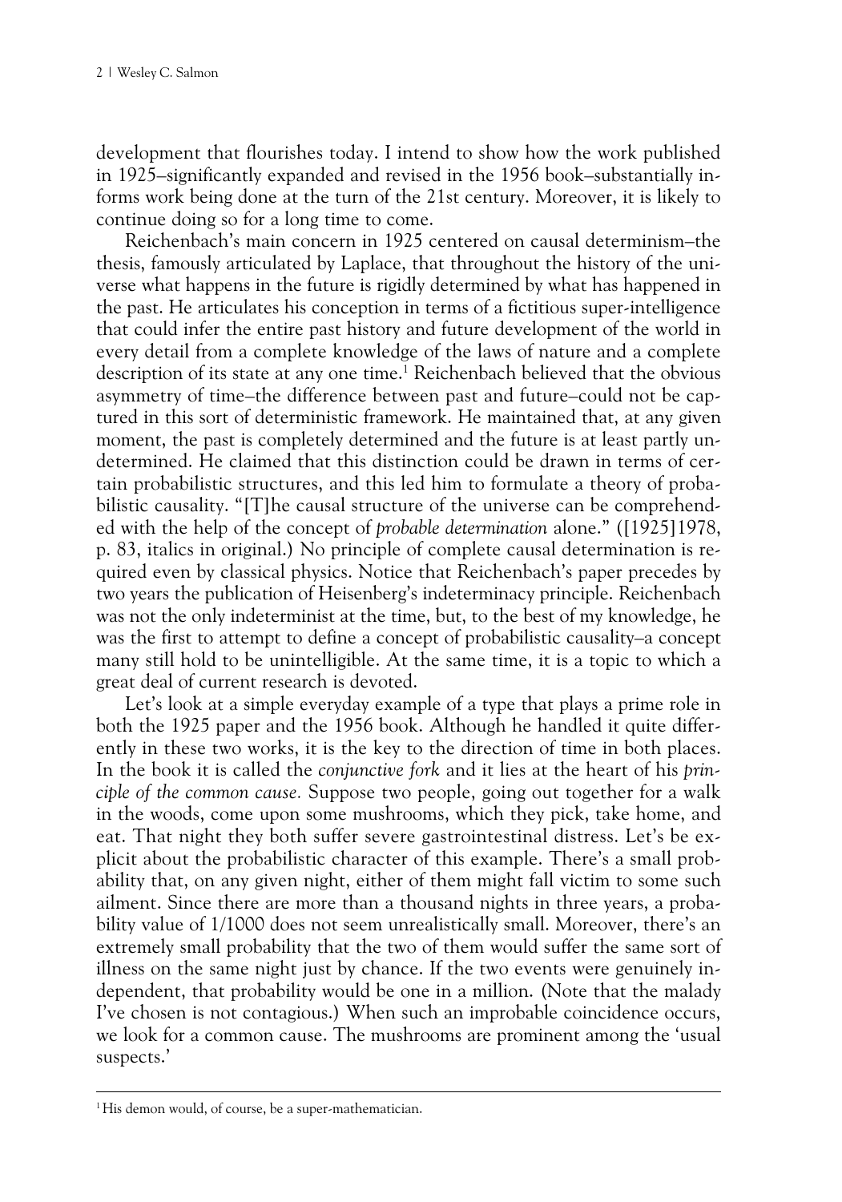development that flourishes today. I intend to show how the work published in 1925—significantly expanded and revised in the 1956 book—substantially informs work being done at the turn of the 21st century. Moreover, it is likely to continue doing so for a long time to come.

Reichenbach's main concern in 1925 centered on causal determinism—the thesis, famously articulated by Laplace, that throughout the history of the universe what happens in the future is rigidly determined by what has happened in the past. He articulates his conception in terms of a fictitious super-intelligence that could infer the entire past history and future development of the world in every detail from a complete knowledge of the laws of nature and a complete description of its state at any one time.[1] Reichenbach believed that the obvious asymmetry of time—the difference between past and future—could not be captured in this sort of deterministic framework. He maintained that, at any given moment, the past is completely determined and the future is at least partly undetermined. He claimed that this distinction could be drawn in terms of certain probabilistic structures, and this led him to formulate a theory of probabilistic causality. "[T]he causal structure of the universe can be comprehended with the help of the concept of *probable determination* alone." ([1925]1978, p. 83, italics in original.) No principle of complete causal determination is required even by classical physics. Notice that Reichenbach's paper precedes by two years the publication of Heisenberg's indeterminacy principle. Reichenbach was not the only indeterminist at the time, but, to the best of my knowledge, he was the first to attempt to define a concept of probabilistic causality—a concept many still hold to be unintelligible. At the same time, it is a topic to which a great deal of current research is devoted.

Let's look at a simple everyday example of a type that plays a prime role in both the 1925 paper and the 1956 book. Although he handled it quite differently in these two works, it is the key to the direction of time in both places. In the book it is called the *conjunctive fork* and it lies at the heart of his *principle of the common cause.* Suppose two people, going out together for a walk in the woods, come upon some mushrooms, which they pick, take home, and eat. That night they both suffer severe gastrointestinal distress. Let's be explicit about the probabilistic character of this example. There's a small probability that, on any given night, either of them might fall victim to some such ailment. Since there are more than a thousand nights in three years, a probability value of 1/1000 does not seem unrealistically small. Moreover, there's an extremely small probability that the two of them would suffer the same sort of illness on the same night just by chance. If the two events were genuinely independent, that probability would be one in a million. (Note that the malady I've chosen is not contagious.) When such an improbable coincidence occurs, we look for a common cause. The mushrooms are prominent among the 'usual suspects.'

[1] His demon would, of course, be a super-mathematician.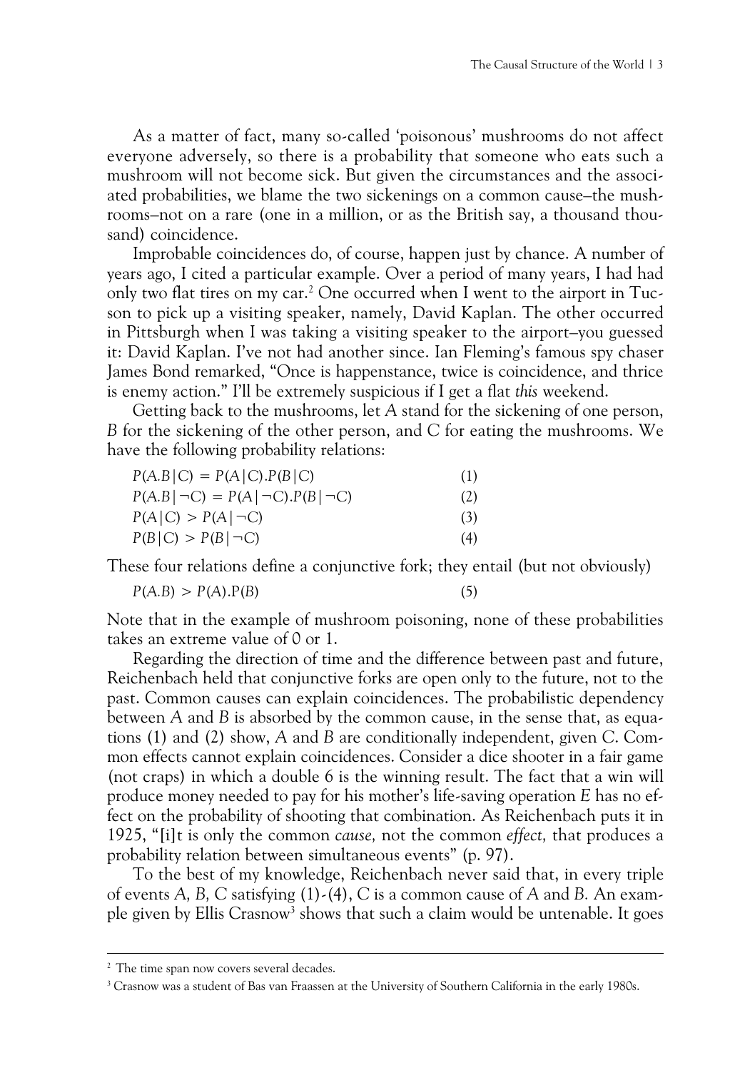As a matter of fact, many so-called 'poisonous' mushrooms do not affect everyone adversely, so there is a probability that someone who eats such a mushroom will not become sick. But given the circumstances and the associated probabilities, we blame the two sickenings on a common cause–the mushrooms–not on a rare (one in a million, or as the British say, a thousand thousand) coincidence.

Improbable coincidences do, of course, happen just by chance. A number of years ago, I cited a particular example. Over a period of many years, I had had only two flat tires on my car.[2] One occurred when I went to the airport in Tucson to pick up a visiting speaker, namely, David Kaplan. The other occurred in Pittsburgh when I was taking a visiting speaker to the airport–you guessed it: David Kaplan. I've not had another since. Ian Fleming's famous spy chaser James Bond remarked, "Once is happenstance, twice is coincidence, and thrice is enemy action." I'll be extremely suspicious if I get a flat *this* weekend.

Getting back to the mushrooms, let *A* stand for the sickening of one person, *B* for the sickening of the other person, and *C* for eating the mushrooms. We have the following probability relations:

$$P(A.B|C) = P(A|C).P(B|C) \quad (1)$$

$$P(A.B|\neg C) = P(A|\neg C).P(B|\neg C) \quad (2)$$

$$P(A|C) > P(A|\neg C) \quad (3)$$

$$P(B|C) > P(B|\neg C) \quad (4)$$

These four relations define a conjunctive fork; they entail (but not obviously)

$$P(A.B) > P(A).P(B) \quad (5)$$

Note that in the example of mushroom poisoning, none of these probabilities takes an extreme value of 0 or 1.

Regarding the direction of time and the difference between past and future, Reichenbach held that conjunctive forks are open only to the future, not to the past. Common causes can explain coincidences. The probabilistic dependency between *A* and *B* is absorbed by the common cause, in the sense that, as equations (1) and (2) show, *A* and *B* are conditionally independent, given *C*. Common effects cannot explain coincidences. Consider a dice shooter in a fair game (not craps) in which a double 6 is the winning result. The fact that a win will produce money needed to pay for his mother's life-saving operation *E* has no effect on the probability of shooting that combination. As Reichenbach puts it in 1925, "[i]t is only the common *cause,* not the common *effect,* that produces a probability relation between simultaneous events" (p. 97).

To the best of my knowledge, Reichenbach never said that, in every triple of events *A, B, C* satisfying (1)-(4), *C* is a common cause of *A* and *B.* An example given by Ellis Crasnow[3] shows that such a claim would be untenable. It goes

---

[2] The time span now covers several decades.

[3] Crasnow was a student of Bas van Fraassen at the University of Southern California in the early 1980s.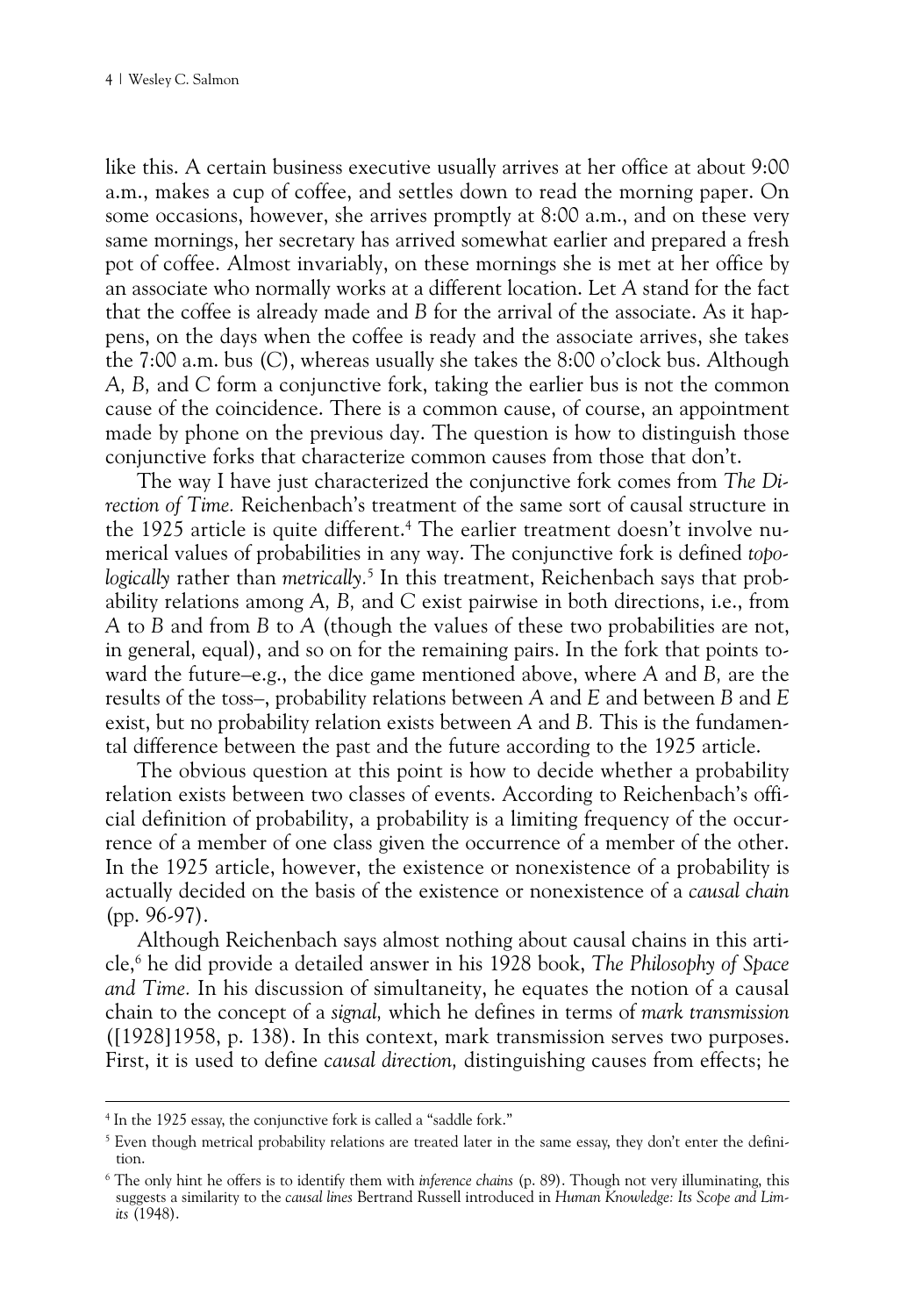like this. A certain business executive usually arrives at her office at about 9:00 a.m., makes a cup of coffee, and settles down to read the morning paper. On some occasions, however, she arrives promptly at 8:00 a.m., and on these very same mornings, her secretary has arrived somewhat earlier and prepared a fresh pot of coffee. Almost invariably, on these mornings she is met at her office by an associate who normally works at a different location. Let *A* stand for the fact that the coffee is already made and *B* for the arrival of the associate. As it happens, on the days when the coffee is ready and the associate arrives, she takes the 7:00 a.m. bus (*C*), whereas usually she takes the 8:00 o'clock bus. Although *A, B,* and *C* form a conjunctive fork, taking the earlier bus is not the common cause of the coincidence. There is a common cause, of course, an appointment made by phone on the previous day. The question is how to distinguish those conjunctive forks that characterize common causes from those that don't.

The way I have just characterized the conjunctive fork comes from *The Direction of Time.* Reichenbach's treatment of the same sort of causal structure in the 1925 article is quite different.[4] The earlier treatment doesn't involve numerical values of probabilities in any way. The conjunctive fork is defined *topologically* rather than *metrically.*[5] In this treatment, Reichenbach says that probability relations among *A, B,* and *C* exist pairwise in both directions, i.e., from *A* to *B* and from *B* to *A* (though the values of these two probabilities are not, in general, equal), and so on for the remaining pairs. In the fork that points toward the future–e.g., the dice game mentioned above, where *A* and *B,* are the results of the toss–, probability relations between *A* and *E* and between *B* and *E* exist, but no probability relation exists between *A* and *B.* This is the fundamental difference between the past and the future according to the 1925 article.

The obvious question at this point is how to decide whether a probability relation exists between two classes of events. According to Reichenbach's official definition of probability, a probability is a limiting frequency of the occurrence of a member of one class given the occurrence of a member of the other. In the 1925 article, however, the existence or nonexistence of a probability is actually decided on the basis of the existence or nonexistence of a *causal chain* (pp. 96-97).

Although Reichenbach says almost nothing about causal chains in this article,[6] he did provide a detailed answer in his 1928 book, *The Philosophy of Space and Time.* In his discussion of simultaneity, he equates the notion of a causal chain to the concept of a *signal,* which he defines in terms of *mark transmission* ([1928]1958, p. 138). In this context, mark transmission serves two purposes. First, it is used to define *causal direction,* distinguishing causes from effects; he

---

[4] In the 1925 essay, the conjunctive fork is called a "saddle fork."

[5] Even though metrical probability relations are treated later in the same essay, they don't enter the definition.

[6] The only hint he offers is to identify them with *inference chains* (p. 89). Though not very illuminating, this suggests a similarity to the *causal lines* Bertrand Russell introduced in *Human Knowledge: Its Scope and Limits* (1948).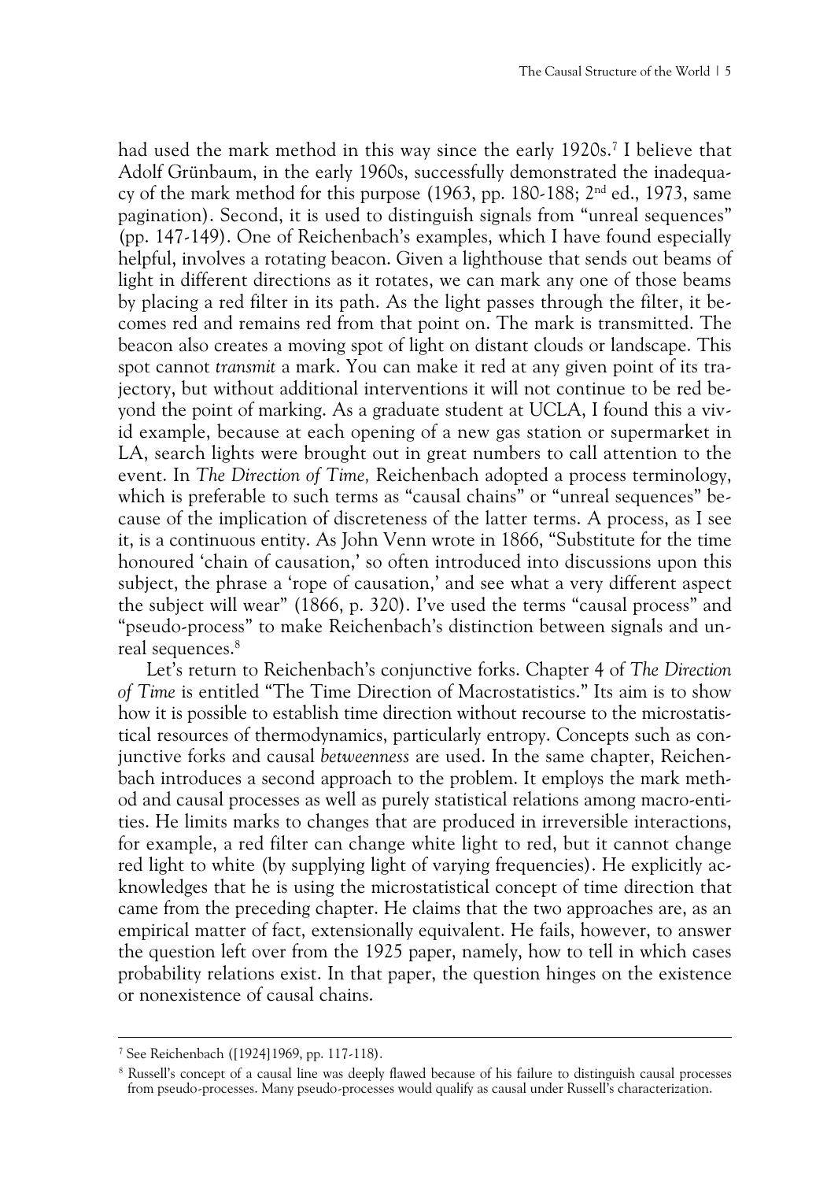had used the mark method in this way since the early 1920s.[7] I believe that Adolf Grünbaum, in the early 1960s, successfully demonstrated the inadequacy of the mark method for this purpose (1963, pp. 180-188; 2nd ed., 1973, same pagination). Second, it is used to distinguish signals from "unreal sequences" (pp. 147-149). One of Reichenbach's examples, which I have found especially helpful, involves a rotating beacon. Given a lighthouse that sends out beams of light in different directions as it rotates, we can mark any one of those beams by placing a red filter in its path. As the light passes through the filter, it becomes red and remains red from that point on. The mark is transmitted. The beacon also creates a moving spot of light on distant clouds or landscape. This spot cannot *transmit* a mark. You can make it red at any given point of its trajectory, but without additional interventions it will not continue to be red beyond the point of marking. As a graduate student at UCLA, I found this a vivid example, because at each opening of a new gas station or supermarket in LA, search lights were brought out in great numbers to call attention to the event. In *The Direction of Time,* Reichenbach adopted a process terminology, which is preferable to such terms as "causal chains" or "unreal sequences" because of the implication of discreteness of the latter terms. A process, as I see it, is a continuous entity. As John Venn wrote in 1866, "Substitute for the time honoured 'chain of causation,' so often introduced into discussions upon this subject, the phrase a 'rope of causation,' and see what a very different aspect the subject will wear" (1866, p. 320). I've used the terms "causal process" and "pseudo-process" to make Reichenbach's distinction between signals and unreal sequences.[8]

Let's return to Reichenbach's conjunctive forks. Chapter 4 of *The Direction of Time* is entitled "The Time Direction of Macrostatistics." Its aim is to show how it is possible to establish time direction without recourse to the microstatistical resources of thermodynamics, particularly entropy. Concepts such as conjunctive forks and causal *betweenness* are used. In the same chapter, Reichenbach introduces a second approach to the problem. It employs the mark method and causal processes as well as purely statistical relations among macro-entities. He limits marks to changes that are produced in irreversible interactions, for example, a red filter can change white light to red, but it cannot change red light to white (by supplying light of varying frequencies). He explicitly acknowledges that he is using the microstatistical concept of time direction that came from the preceding chapter. He claims that the two approaches are, as an empirical matter of fact, extensionally equivalent. He fails, however, to answer the question left over from the 1925 paper, namely, how to tell in which cases probability relations exist. In that paper, the question hinges on the existence or nonexistence of causal chains.

[7] See Reichenbach ([1924]1969, pp. 117-118).

[8] Russell's concept of a causal line was deeply flawed because of his failure to distinguish causal processes from pseudo-processes. Many pseudo-processes would qualify as causal under Russell's characterization.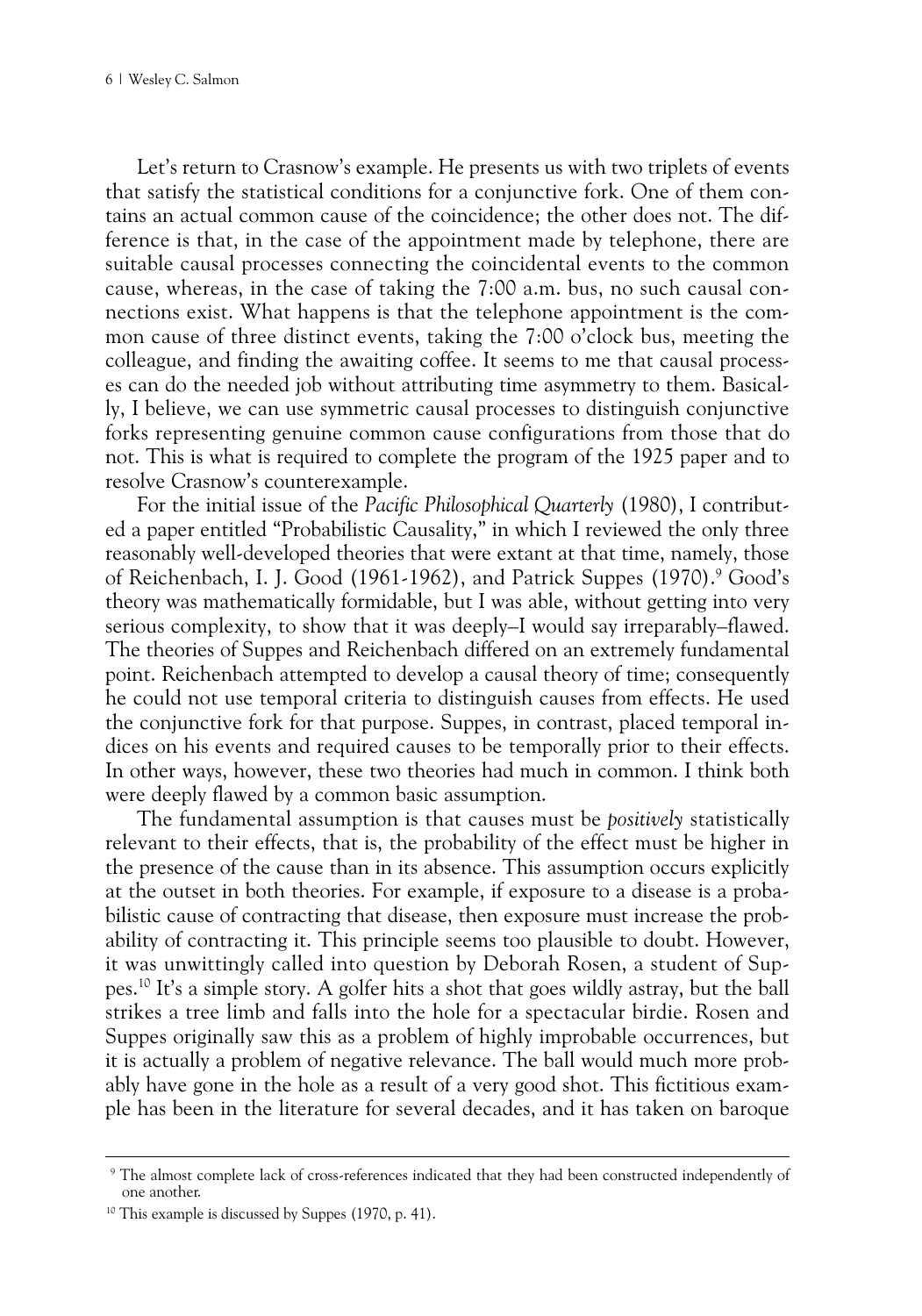Let's return to Crasnow's example. He presents us with two triplets of events that satisfy the statistical conditions for a conjunctive fork. One of them contains an actual common cause of the coincidence; the other does not. The difference is that, in the case of the appointment made by telephone, there are suitable causal processes connecting the coincidental events to the common cause, whereas, in the case of taking the 7:00 a.m. bus, no such causal connections exist. What happens is that the telephone appointment is the common cause of three distinct events, taking the 7:00 o'clock bus, meeting the colleague, and finding the awaiting coffee. It seems to me that causal processes can do the needed job without attributing time asymmetry to them. Basically, I believe, we can use symmetric causal processes to distinguish conjunctive forks representing genuine common cause configurations from those that do not. This is what is required to complete the program of the 1925 paper and to resolve Crasnow's counterexample.

For the initial issue of the *Pacific Philosophical Quarterly* (1980), I contributed a paper entitled "Probabilistic Causality," in which I reviewed the only three reasonably well-developed theories that were extant at that time, namely, those of Reichenbach, I. J. Good (1961-1962), and Patrick Suppes (1970).[9] Good's theory was mathematically formidable, but I was able, without getting into very serious complexity, to show that it was deeply–I would say irreparably–flawed. The theories of Suppes and Reichenbach differed on an extremely fundamental point. Reichenbach attempted to develop a causal theory of time; consequently he could not use temporal criteria to distinguish causes from effects. He used the conjunctive fork for that purpose. Suppes, in contrast, placed temporal indices on his events and required causes to be temporally prior to their effects. In other ways, however, these two theories had much in common. I think both were deeply flawed by a common basic assumption.

The fundamental assumption is that causes must be *positively* statistically relevant to their effects, that is, the probability of the effect must be higher in the presence of the cause than in its absence. This assumption occurs explicitly at the outset in both theories. For example, if exposure to a disease is a probabilistic cause of contracting that disease, then exposure must increase the probability of contracting it. This principle seems too plausible to doubt. However, it was unwittingly called into question by Deborah Rosen, a student of Suppes.[10] It's a simple story. A golfer hits a shot that goes wildly astray, but the ball strikes a tree limb and falls into the hole for a spectacular birdie. Rosen and Suppes originally saw this as a problem of highly improbable occurrences, but it is actually a problem of negative relevance. The ball would much more probably have gone in the hole as a result of a very good shot. This fictitious example has been in the literature for several decades, and it has taken on baroque

---

[9] The almost complete lack of cross-references indicated that they had been constructed independently of one another.

[10] This example is discussed by Suppes (1970, p. 41).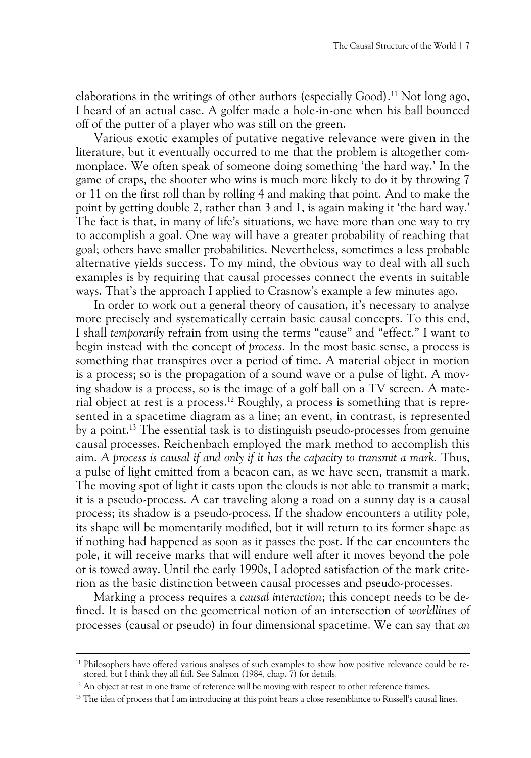elaborations in the writings of other authors (especially Good).[11] Not long ago, I heard of an actual case. A golfer made a hole-in-one when his ball bounced off of the putter of a player who was still on the green.

Various exotic examples of putative negative relevance were given in the literature, but it eventually occurred to me that the problem is altogether commonplace. We often speak of someone doing something 'the hard way.' In the game of craps, the shooter who wins is much more likely to do it by throwing 7 or 11 on the first roll than by rolling 4 and making that point. And to make the point by getting double 2, rather than 3 and 1, is again making it 'the hard way.' The fact is that, in many of life's situations, we have more than one way to try to accomplish a goal. One way will have a greater probability of reaching that goal; others have smaller probabilities. Nevertheless, sometimes a less probable alternative yields success. To my mind, the obvious way to deal with all such examples is by requiring that causal processes connect the events in suitable ways. That's the approach I applied to Crasnow's example a few minutes ago.

In order to work out a general theory of causation, it's necessary to analyze more precisely and systematically certain basic causal concepts. To this end, I shall *temporarily* refrain from using the terms "cause" and "effect." I want to begin instead with the concept of *process.* In the most basic sense, a process is something that transpires over a period of time. A material object in motion is a process; so is the propagation of a sound wave or a pulse of light. A moving shadow is a process, so is the image of a golf ball on a TV screen. A material object at rest is a process.[12] Roughly, a process is something that is represented in a spacetime diagram as a line; an event, in contrast, is represented by a point.[13] The essential task is to distinguish pseudo-processes from genuine causal processes. Reichenbach employed the mark method to accomplish this aim. *A process is causal if and only if it has the capacity to transmit a mark.* Thus, a pulse of light emitted from a beacon can, as we have seen, transmit a mark. The moving spot of light it casts upon the clouds is not able to transmit a mark; it is a pseudo-process. A car traveling along a road on a sunny day is a causal process; its shadow is a pseudo-process. If the shadow encounters a utility pole, its shape will be momentarily modified, but it will return to its former shape as if nothing had happened as soon as it passes the post. If the car encounters the pole, it will receive marks that will endure well after it moves beyond the pole or is towed away. Until the early 1990s, I adopted satisfaction of the mark criterion as the basic distinction between causal processes and pseudo-processes.

Marking a process requires a *causal interaction*; this concept needs to be defined. It is based on the geometrical notion of an intersection of *worldlines* of processes (causal or pseudo) in four dimensional spacetime. We can say that *an*

---

[11] Philosophers have offered various analyses of such examples to show how positive relevance could be restored, but I think they all fail. See Salmon (1984, chap. 7) for details.

[12] An object at rest in one frame of reference will be moving with respect to other reference frames.

[13] The idea of process that I am introducing at this point bears a close resemblance to Russell's causal lines.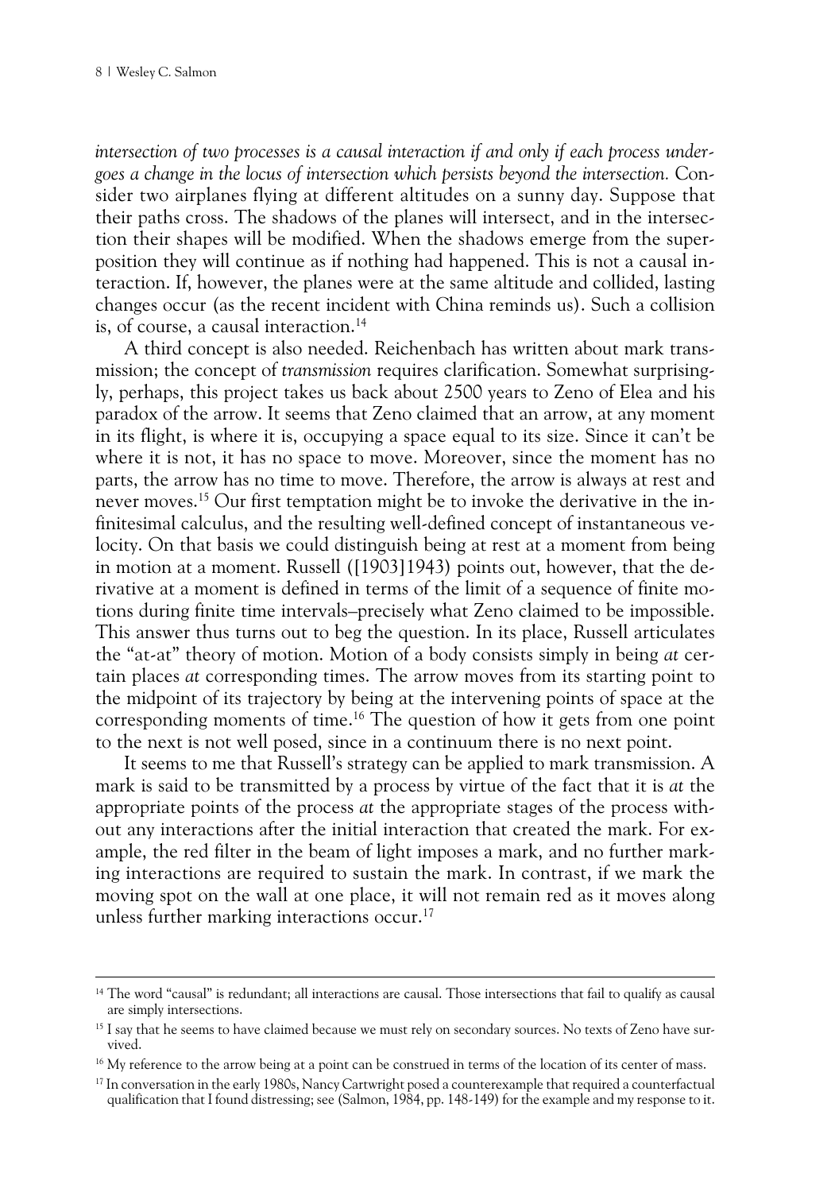*intersection of two processes is a causal interaction if and only if each process undergoes a change in the locus of intersection which persists beyond the intersection.* Consider two airplanes flying at different altitudes on a sunny day. Suppose that their paths cross. The shadows of the planes will intersect, and in the intersection their shapes will be modified. When the shadows emerge from the superposition they will continue as if nothing had happened. This is not a causal interaction. If, however, the planes were at the same altitude and collided, lasting changes occur (as the recent incident with China reminds us). Such a collision is, of course, a causal interaction.[14]

A third concept is also needed. Reichenbach has written about mark transmission; the concept of *transmission* requires clarification. Somewhat surprisingly, perhaps, this project takes us back about 2500 years to Zeno of Elea and his paradox of the arrow. It seems that Zeno claimed that an arrow, at any moment in its flight, is where it is, occupying a space equal to its size. Since it can't be where it is not, it has no space to move. Moreover, since the moment has no parts, the arrow has no time to move. Therefore, the arrow is always at rest and never moves.[15] Our first temptation might be to invoke the derivative in the infinitesimal calculus, and the resulting well-defined concept of instantaneous velocity. On that basis we could distinguish being at rest at a moment from being in motion at a moment. Russell ([1903]1943) points out, however, that the derivative at a moment is defined in terms of the limit of a sequence of finite motions during finite time intervals–precisely what Zeno claimed to be impossible. This answer thus turns out to beg the question. In its place, Russell articulates the "at-at" theory of motion. Motion of a body consists simply in being *at* certain places *at* corresponding times. The arrow moves from its starting point to the midpoint of its trajectory by being at the intervening points of space at the corresponding moments of time.[16] The question of how it gets from one point to the next is not well posed, since in a continuum there is no next point.

It seems to me that Russell's strategy can be applied to mark transmission. A mark is said to be transmitted by a process by virtue of the fact that it is *at* the appropriate points of the process *at* the appropriate stages of the process without any interactions after the initial interaction that created the mark. For example, the red filter in the beam of light imposes a mark, and no further marking interactions are required to sustain the mark. In contrast, if we mark the moving spot on the wall at one place, it will not remain red as it moves along unless further marking interactions occur.[17]

---

[14] The word "causal" is redundant; all interactions are causal. Those intersections that fail to qualify as causal are simply intersections.

[15] I say that he seems to have claimed because we must rely on secondary sources. No texts of Zeno have survived.

[16] My reference to the arrow being at a point can be construed in terms of the location of its center of mass.

[17] In conversation in the early 1980s, Nancy Cartwright posed a counterexample that required a counterfactual qualification that I found distressing; see (Salmon, 1984, pp. 148-149) for the example and my response to it.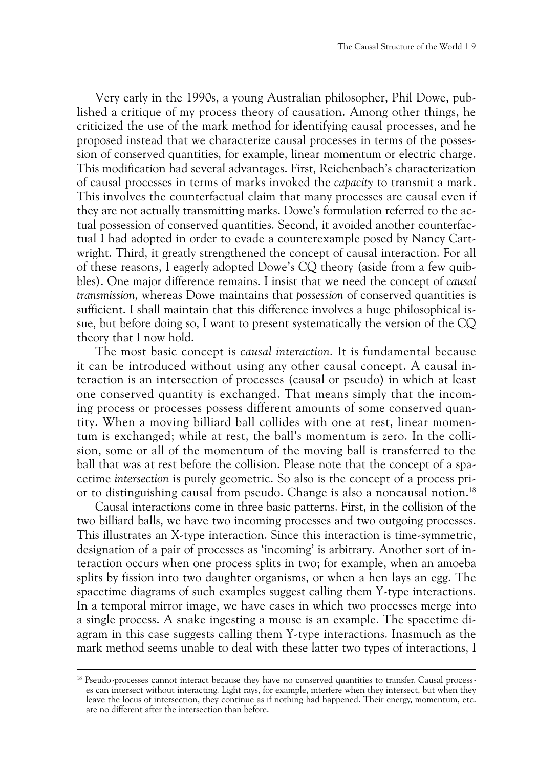Very early in the 1990s, a young Australian philosopher, Phil Dowe, published a critique of my process theory of causation. Among other things, he criticized the use of the mark method for identifying causal processes, and he proposed instead that we characterize causal processes in terms of the possession of conserved quantities, for example, linear momentum or electric charge. This modification had several advantages. First, Reichenbach's characterization of causal processes in terms of marks invoked the *capacity* to transmit a mark. This involves the counterfactual claim that many processes are causal even if they are not actually transmitting marks. Dowe's formulation referred to the actual possession of conserved quantities. Second, it avoided another counterfactual I had adopted in order to evade a counterexample posed by Nancy Cartwright. Third, it greatly strengthened the concept of causal interaction. For all of these reasons, I eagerly adopted Dowe's CQ theory (aside from a few quibbles). One major difference remains. I insist that we need the concept of *causal transmission,* whereas Dowe maintains that *possession* of conserved quantities is sufficient. I shall maintain that this difference involves a huge philosophical issue, but before doing so, I want to present systematically the version of the CQ theory that I now hold.

The most basic concept is *causal interaction.* It is fundamental because it can be introduced without using any other causal concept. A causal interaction is an intersection of processes (causal or pseudo) in which at least one conserved quantity is exchanged. That means simply that the incoming process or processes possess different amounts of some conserved quantity. When a moving billiard ball collides with one at rest, linear momentum is exchanged; while at rest, the ball's momentum is zero. In the collision, some or all of the momentum of the moving ball is transferred to the ball that was at rest before the collision. Please note that the concept of a spacetime *intersection* is purely geometric. So also is the concept of a process prior to distinguishing causal from pseudo. Change is also a noncausal notion.[18]

Causal interactions come in three basic patterns. First, in the collision of the two billiard balls, we have two incoming processes and two outgoing processes. This illustrates an X-type interaction. Since this interaction is time-symmetric, designation of a pair of processes as 'incoming' is arbitrary. Another sort of interaction occurs when one process splits in two; for example, when an amoeba splits by fission into two daughter organisms, or when a hen lays an egg. The spacetime diagrams of such examples suggest calling them Y-type interactions. In a temporal mirror image, we have cases in which two processes merge into a single process. A snake ingesting a mouse is an example. The spacetime diagram in this case suggests calling them Y-type interactions. Inasmuch as the mark method seems unable to deal with these latter two types of interactions, I

[18] Pseudo-processes cannot interact because they have no conserved quantities to transfer. Causal processes can intersect without interacting. Light rays, for example, interfere when they intersect, but when they leave the locus of intersection, they continue as if nothing had happened. Their energy, momentum, etc. are no different after the intersection than before.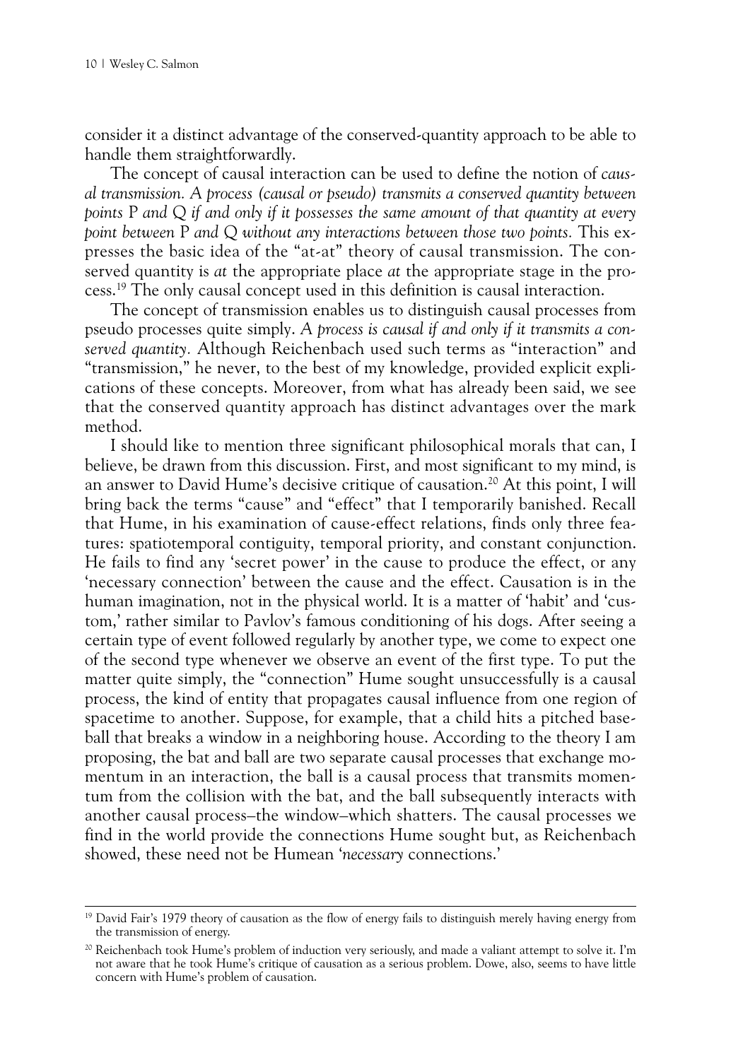consider it a distinct advantage of the conserved-quantity approach to be able to handle them straightforwardly.

The concept of causal interaction can be used to define the notion of *causal transmission. A process (causal or pseudo) transmits a conserved quantity between points* P *and* Q *if and only if it possesses the same amount of that quantity at every point between* P *and* Q *without any interactions between those two points.* This expresses the basic idea of the "at-at" theory of causal transmission. The conserved quantity is *at* the appropriate place *at* the appropriate stage in the process.[19] The only causal concept used in this definition is causal interaction.

The concept of transmission enables us to distinguish causal processes from pseudo processes quite simply. *A process is causal if and only if it transmits a conserved quantity.* Although Reichenbach used such terms as "interaction" and "transmission," he never, to the best of my knowledge, provided explicit explications of these concepts. Moreover, from what has already been said, we see that the conserved quantity approach has distinct advantages over the mark method.

I should like to mention three significant philosophical morals that can, I believe, be drawn from this discussion. First, and most significant to my mind, is an answer to David Hume's decisive critique of causation.[20] At this point, I will bring back the terms "cause" and "effect" that I temporarily banished. Recall that Hume, in his examination of cause-effect relations, finds only three features: spatiotemporal contiguity, temporal priority, and constant conjunction. He fails to find any 'secret power' in the cause to produce the effect, or any 'necessary connection' between the cause and the effect. Causation is in the human imagination, not in the physical world. It is a matter of 'habit' and 'custom,' rather similar to Pavlov's famous conditioning of his dogs. After seeing a certain type of event followed regularly by another type, we come to expect one of the second type whenever we observe an event of the first type. To put the matter quite simply, the "connection" Hume sought unsuccessfully is a causal process, the kind of entity that propagates causal influence from one region of spacetime to another. Suppose, for example, that a child hits a pitched baseball that breaks a window in a neighboring house. According to the theory I am proposing, the bat and ball are two separate causal processes that exchange momentum in an interaction, the ball is a causal process that transmits momentum from the collision with the bat, and the ball subsequently interacts with another causal process–the window–which shatters. The causal processes we find in the world provide the connections Hume sought but, as Reichenbach showed, these need not be Humean '*necessary* connections.'

---

[19] David Fair's 1979 theory of causation as the flow of energy fails to distinguish merely having energy from the transmission of energy.

[20] Reichenbach took Hume's problem of induction very seriously, and made a valiant attempt to solve it. I'm not aware that he took Hume's critique of causation as a serious problem. Dowe, also, seems to have little concern with Hume's problem of causation.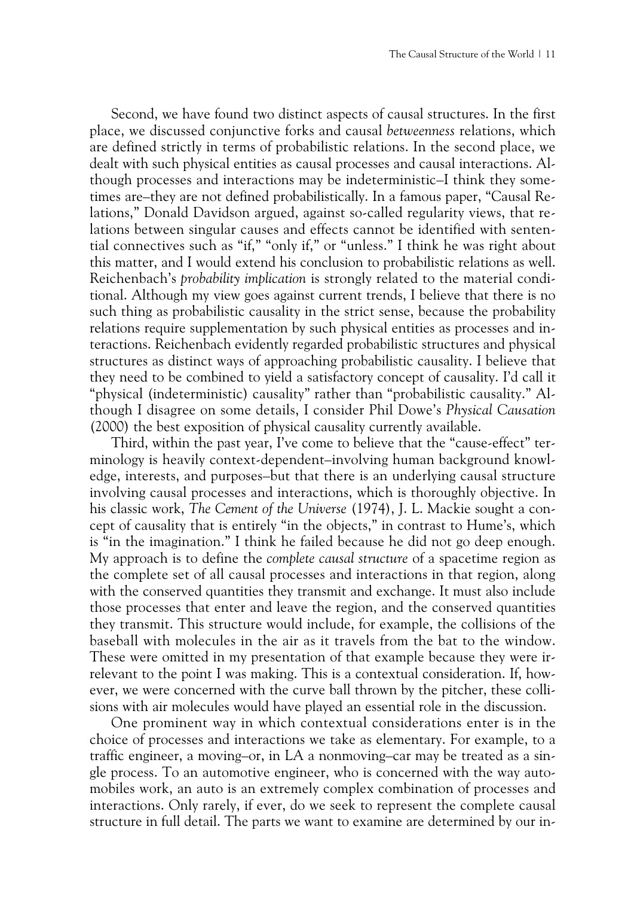Second, we have found two distinct aspects of causal structures. In the first place, we discussed conjunctive forks and causal *betweenness* relations, which are defined strictly in terms of probabilistic relations. In the second place, we dealt with such physical entities as causal processes and causal interactions. Although processes and interactions may be indeterministic—I think they sometimes are—they are not defined probabilistically. In a famous paper, "Causal Relations," Donald Davidson argued, against so-called regularity views, that relations between singular causes and effects cannot be identified with sentential connectives such as "if," "only if," or "unless." I think he was right about this matter, and I would extend his conclusion to probabilistic relations as well. Reichenbach's *probability implication* is strongly related to the material conditional. Although my view goes against current trends, I believe that there is no such thing as probabilistic causality in the strict sense, because the probability relations require supplementation by such physical entities as processes and interactions. Reichenbach evidently regarded probabilistic structures and physical structures as distinct ways of approaching probabilistic causality. I believe that they need to be combined to yield a satisfactory concept of causality. I'd call it "physical (indeterministic) causality" rather than "probabilistic causality." Although I disagree on some details, I consider Phil Dowe's *Physical Causation* (2000) the best exposition of physical causality currently available.

Third, within the past year, I've come to believe that the "cause-effect" terminology is heavily context-dependent—involving human background knowledge, interests, and purposes—but that there is an underlying causal structure involving causal processes and interactions, which is thoroughly objective. In his classic work, *The Cement of the Universe* (1974), J. L. Mackie sought a concept of causality that is entirely "in the objects," in contrast to Hume's, which is "in the imagination." I think he failed because he did not go deep enough. My approach is to define the *complete causal structure* of a spacetime region as the complete set of all causal processes and interactions in that region, along with the conserved quantities they transmit and exchange. It must also include those processes that enter and leave the region, and the conserved quantities they transmit. This structure would include, for example, the collisions of the baseball with molecules in the air as it travels from the bat to the window. These were omitted in my presentation of that example because they were irrelevant to the point I was making. This is a contextual consideration. If, however, we were concerned with the curve ball thrown by the pitcher, these collisions with air molecules would have played an essential role in the discussion.

One prominent way in which contextual considerations enter is in the choice of processes and interactions we take as elementary. For example, to a traffic engineer, a moving—or, in LA a nonmoving—car may be treated as a single process. To an automotive engineer, who is concerned with the way automobiles work, an auto is an extremely complex combination of processes and interactions. Only rarely, if ever, do we seek to represent the complete causal structure in full detail. The parts we want to examine are determined by our in-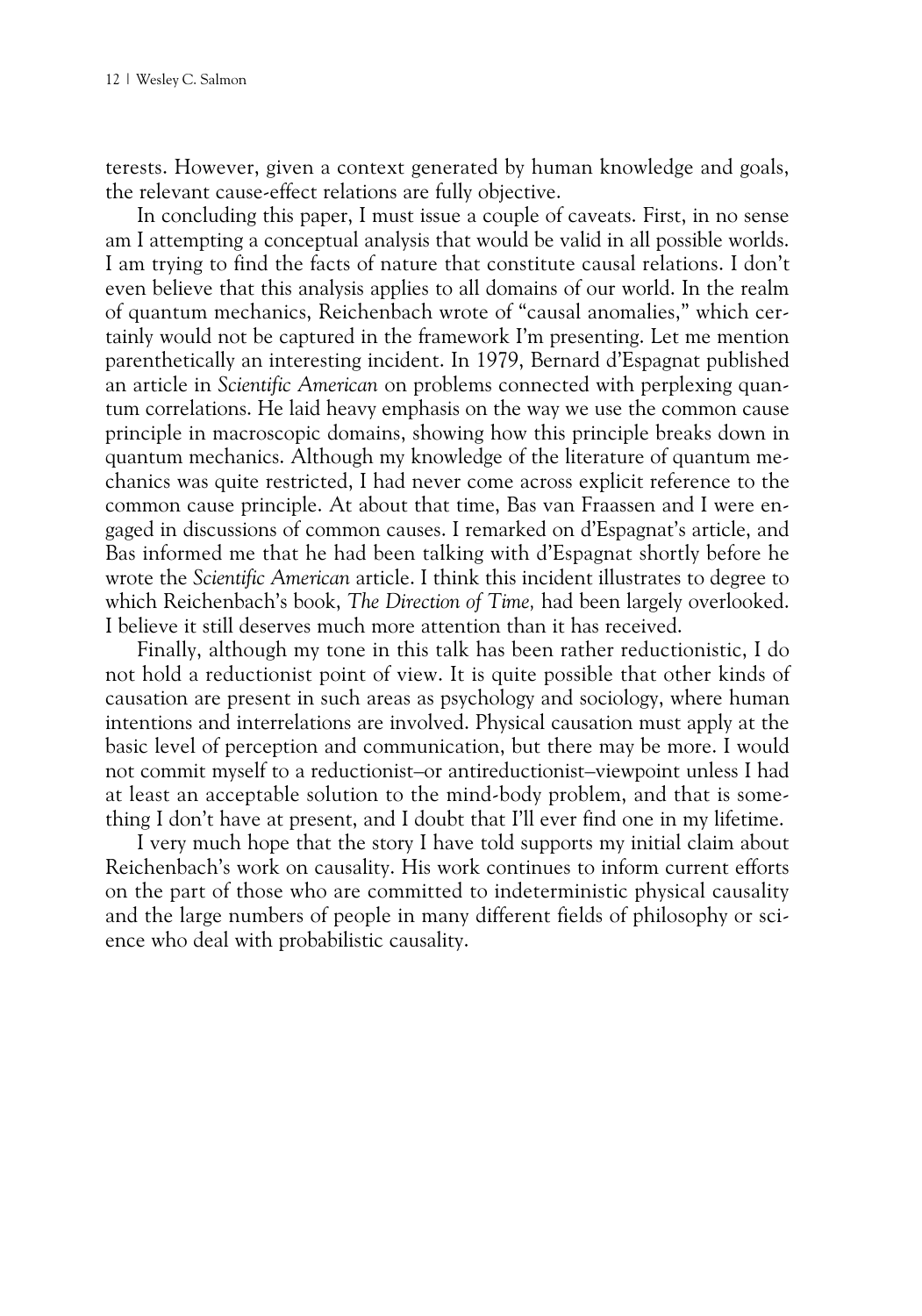terests. However, given a context generated by human knowledge and goals, the relevant cause-effect relations are fully objective.

In concluding this paper, I must issue a couple of caveats. First, in no sense am I attempting a conceptual analysis that would be valid in all possible worlds. I am trying to find the facts of nature that constitute causal relations. I don't even believe that this analysis applies to all domains of our world. In the realm of quantum mechanics, Reichenbach wrote of "causal anomalies," which certainly would not be captured in the framework I'm presenting. Let me mention parenthetically an interesting incident. In 1979, Bernard d'Espagnat published an article in *Scientific American* on problems connected with perplexing quantum correlations. He laid heavy emphasis on the way we use the common cause principle in macroscopic domains, showing how this principle breaks down in quantum mechanics. Although my knowledge of the literature of quantum mechanics was quite restricted, I had never come across explicit reference to the common cause principle. At about that time, Bas van Fraassen and I were engaged in discussions of common causes. I remarked on d'Espagnat's article, and Bas informed me that he had been talking with d'Espagnat shortly before he wrote the *Scientific American* article. I think this incident illustrates to degree to which Reichenbach's book, *The Direction of Time,* had been largely overlooked. I believe it still deserves much more attention than it has received.

Finally, although my tone in this talk has been rather reductionistic, I do not hold a reductionist point of view. It is quite possible that other kinds of causation are present in such areas as psychology and sociology, where human intentions and interrelations are involved. Physical causation must apply at the basic level of perception and communication, but there may be more. I would not commit myself to a reductionist—or antireductionist—viewpoint unless I had at least an acceptable solution to the mind-body problem, and that is something I don't have at present, and I doubt that I'll ever find one in my lifetime.

I very much hope that the story I have told supports my initial claim about Reichenbach's work on causality. His work continues to inform current efforts on the part of those who are committed to indeterministic physical causality and the large numbers of people in many different fields of philosophy or science who deal with probabilistic causality.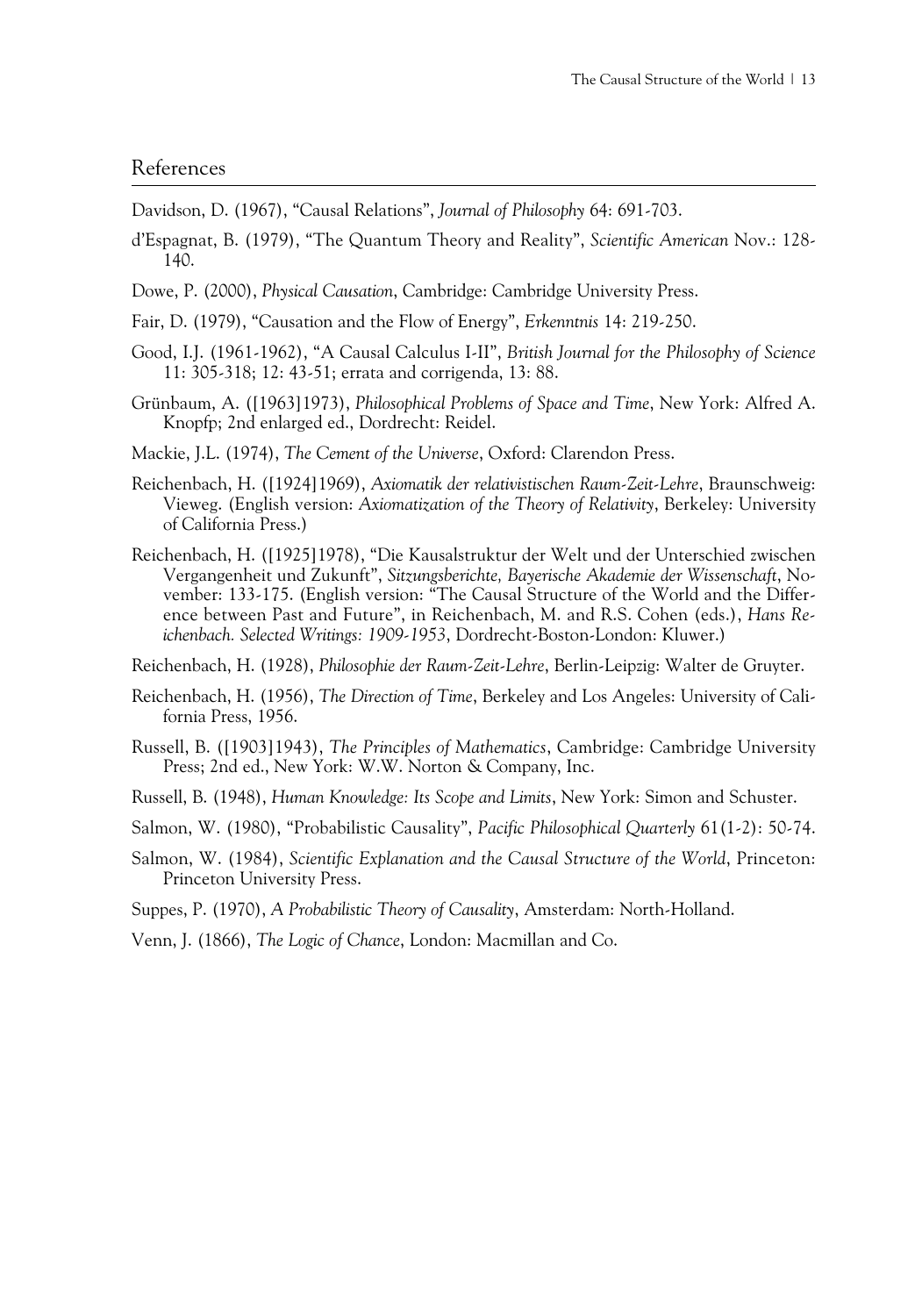## References

Davidson, D. (1967), "Causal Relations", *Journal of Philosophy* 64: 691-703.

d'Espagnat, B. (1979), "The Quantum Theory and Reality", *Scientific American* Nov.: 128-140.

Dowe, P. (2000), *Physical Causation*, Cambridge: Cambridge University Press.

Fair, D. (1979), "Causation and the Flow of Energy", *Erkenntnis* 14: 219-250.

Good, I.J. (1961-1962), "A Causal Calculus I-II", *British Journal for the Philosophy of Science* 11: 305-318; 12: 43-51; errata and corrigenda, 13: 88.

Grünbaum, A. ([1963]1973), *Philosophical Problems of Space and Time*, New York: Alfred A. Knopfp; 2nd enlarged ed., Dordrecht: Reidel.

Mackie, J.L. (1974), *The Cement of the Universe*, Oxford: Clarendon Press.

Reichenbach, H. ([1924]1969), *Axiomatik der relativistischen Raum-Zeit-Lehre*, Braunschweig: Vieweg. (English version: *Axiomatization of the Theory of Relativity*, Berkeley: University of California Press.)

Reichenbach, H. ([1925]1978), "Die Kausalstruktur der Welt und der Unterschied zwischen Vergangenheit und Zukunft", *Sitzungsberichte, Bayerische Akademie der Wissenschaft*, November: 133-175. (English version: "The Causal Structure of the World and the Difference between Past and Future", in Reichenbach, M. and R.S. Cohen (eds.), *Hans Reichenbach. Selected Writings: 1909-1953*, Dordrecht-Boston-London: Kluwer.)

Reichenbach, H. (1928), *Philosophie der Raum-Zeit-Lehre*, Berlin-Leipzig: Walter de Gruyter.

Reichenbach, H. (1956), *The Direction of Time*, Berkeley and Los Angeles: University of California Press, 1956.

Russell, B. ([1903]1943), *The Principles of Mathematics*, Cambridge: Cambridge University Press; 2nd ed., New York: W.W. Norton & Company, Inc.

Russell, B. (1948), *Human Knowledge: Its Scope and Limits*, New York: Simon and Schuster.

Salmon, W. (1980), "Probabilistic Causality", *Pacific Philosophical Quarterly* 61(1-2): 50-74.

Salmon, W. (1984), *Scientific Explanation and the Causal Structure of the World*, Princeton: Princeton University Press.

Suppes, P. (1970), *A Probabilistic Theory of Causality*, Amsterdam: North-Holland.

Venn, J. (1866), *The Logic of Chance*, London: Macmillan and Co.